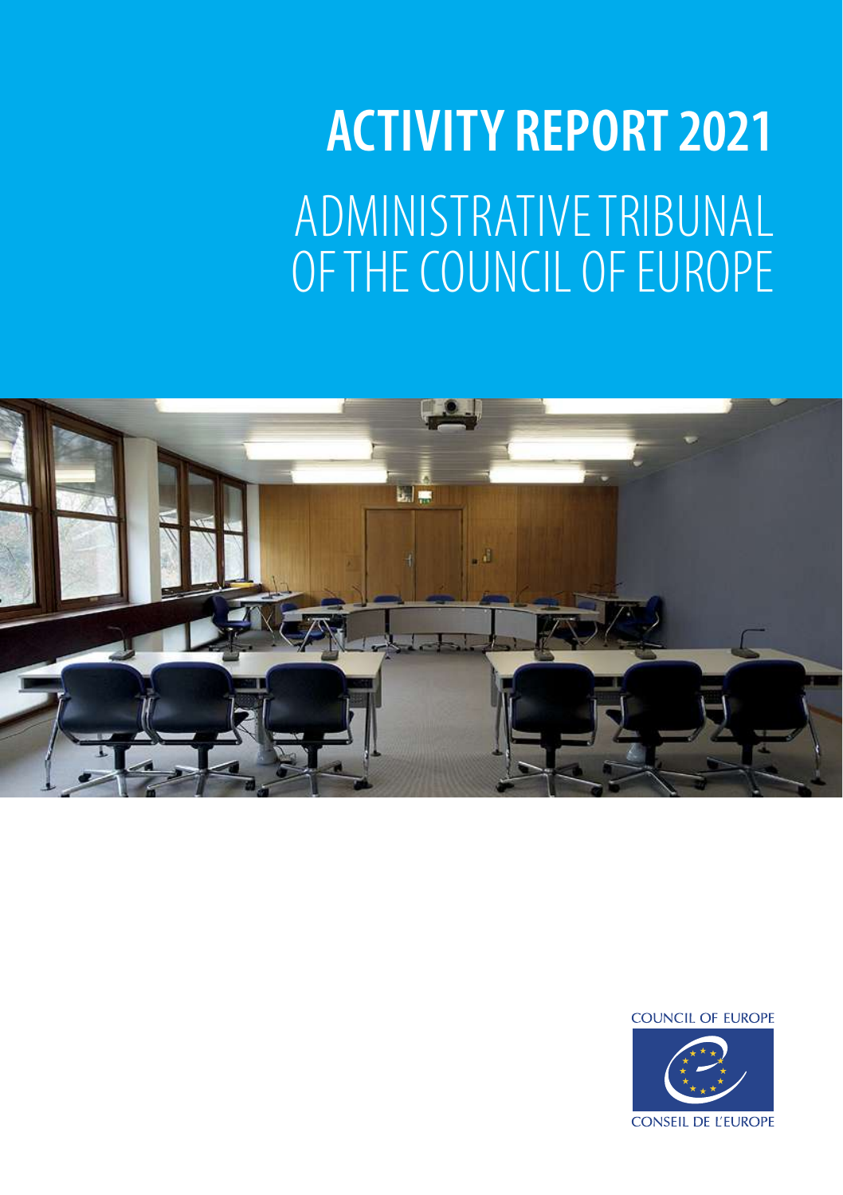# ACTIVITY REPORT 2021

## ADMINISTRATIVE TRIBUNAL OF THE COUNCIL OF EUROPE

COUNCIL OF EUROPE

CONSEIL DE L'EUROPE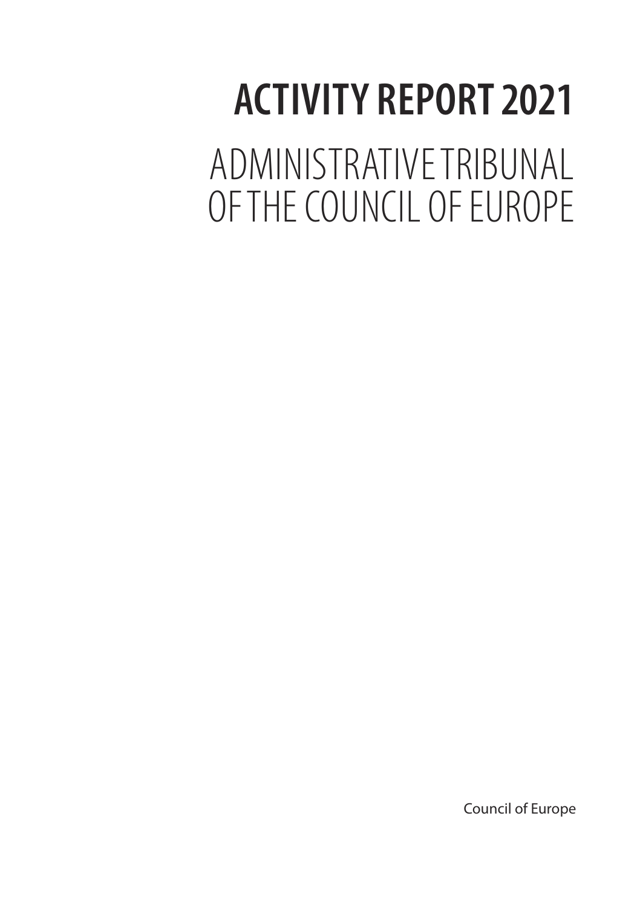# ACTIVITY REPORT 2021

## ADMINISTRATIVE TRIBUNAL OF THE COUNCIL OF EUROPE

Council of Europe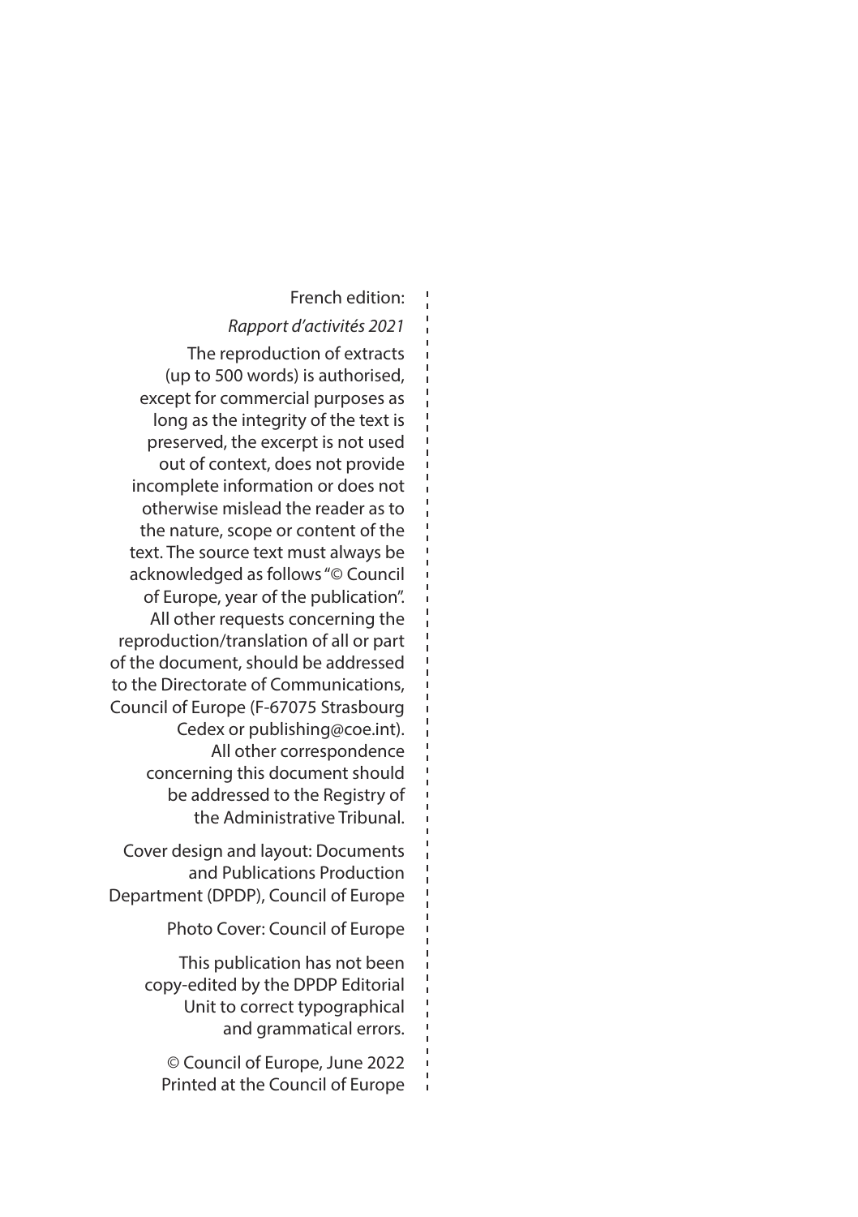French edition:

*Rapport d'activités 2021*

The reproduction of extracts (up to 500 words) is authorised, except for commercial purposes as long as the integrity of the text is preserved, the excerpt is not used out of context, does not provide incomplete information or does not otherwise mislead the reader as to the nature, scope or content of the text. The source text must always be acknowledged as follows "© Council of Europe, year of the publication". All other requests concerning the reproduction/translation of all or part of the document, should be addressed to the Directorate of Communications, Council of Europe (F-67075 Strasbourg Cedex or publishing@coe.int). All other correspondence concerning this document should be addressed to the Registry of the Administrative Tribunal.

Cover design and layout: Documents and Publications Production Department (DPDP), Council of Europe

Photo Cover: Council of Europe

This publication has not been copy-edited by the DPDP Editorial Unit to correct typographical and grammatical errors.

© Council of Europe, June 2022
Printed at the Council of Europe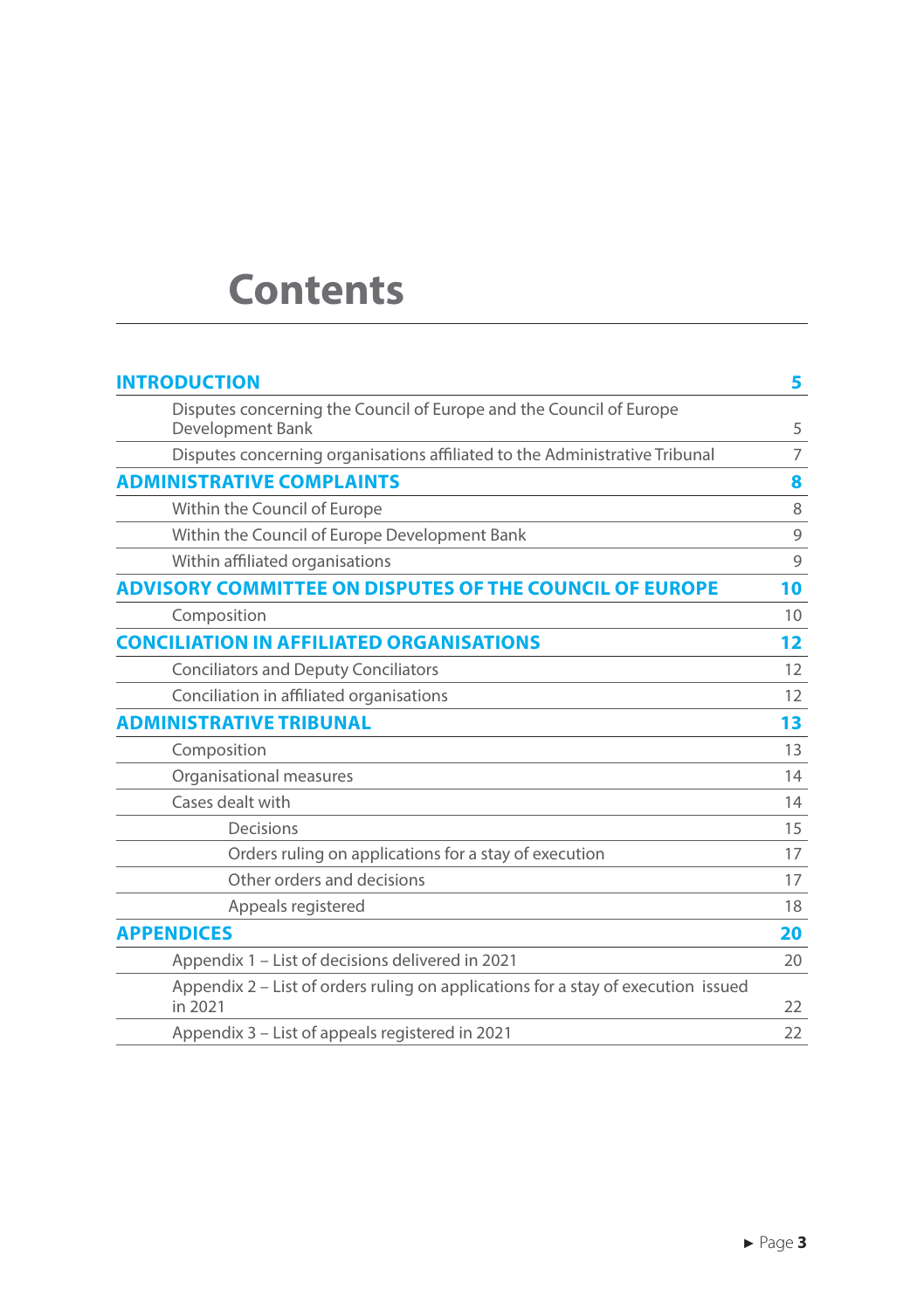# Contents

| | |
|---|---|
| **INTRODUCTION** | **5** |
| Disputes concerning the Council of Europe and the Council of Europe Development Bank | 5 |
| Disputes concerning organisations affiliated to the Administrative Tribunal | 7 |
| **ADMINISTRATIVE COMPLAINTS** | **8** |
| Within the Council of Europe | 8 |
| Within the Council of Europe Development Bank | 9 |
| Within affiliated organisations | 9 |
| **ADVISORY COMMITTEE ON DISPUTES OF THE COUNCIL OF EUROPE** | **10** |
| Composition | 10 |
| **CONCILIATION IN AFFILIATED ORGANISATIONS** | **12** |
| Conciliators and Deputy Conciliators | 12 |
| Conciliation in affiliated organisations | 12 |
| **ADMINISTRATIVE TRIBUNAL** | **13** |
| Composition | 13 |
| Organisational measures | 14 |
| Cases dealt with | 14 |
| Decisions | 15 |
| Orders ruling on applications for a stay of execution | 17 |
| Other orders and decisions | 17 |
| Appeals registered | 18 |
| **APPENDICES** | **20** |
| Appendix 1 – List of decisions delivered in 2021 | 20 |
| Appendix 2 – List of orders ruling on applications for a stay of execution issued in 2021 | 22 |
| Appendix 3 – List of appeals registered in 2021 | 22 |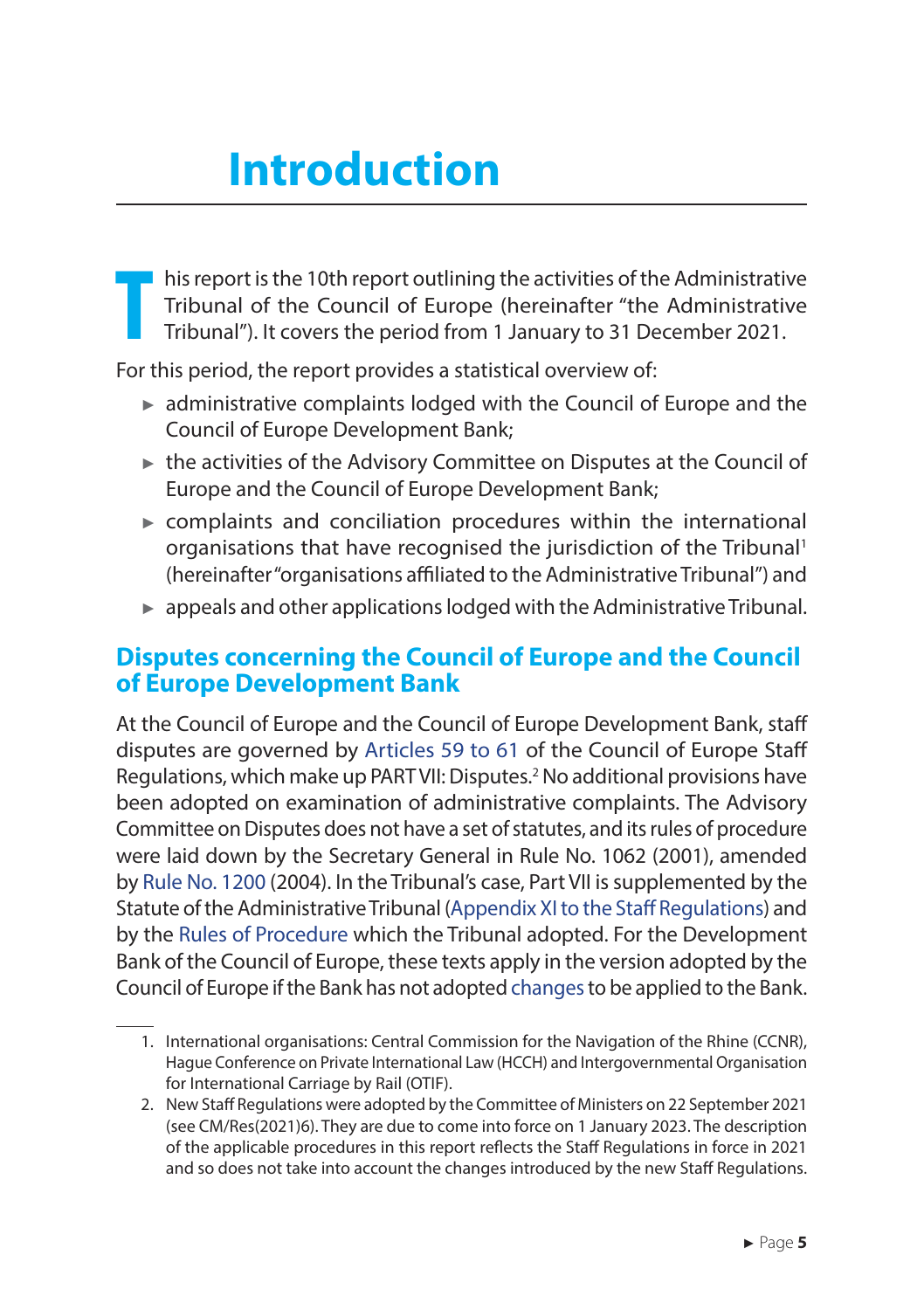# Introduction

This report is the 10th report outlining the activities of the Administrative Tribunal of the Council of Europe (hereinafter "the Administrative Tribunal"). It covers the period from 1 January to 31 December 2021.

For this period, the report provides a statistical overview of:

- administrative complaints lodged with the Council of Europe and the Council of Europe Development Bank;
- the activities of the Advisory Committee on Disputes at the Council of Europe and the Council of Europe Development Bank;
- complaints and conciliation procedures within the international organisations that have recognised the jurisdiction of the Tribunal[1] (hereinafter "organisations affiliated to the Administrative Tribunal") and
- appeals and other applications lodged with the Administrative Tribunal.

## Disputes concerning the Council of Europe and the Council of Europe Development Bank

At the Council of Europe and the Council of Europe Development Bank, staff disputes are governed by Articles 59 to 61 of the Council of Europe Staff Regulations, which make up PART VII: Disputes.[2] No additional provisions have been adopted on examination of administrative complaints. The Advisory Committee on Disputes does not have a set of statutes, and its rules of procedure were laid down by the Secretary General in Rule No. 1062 (2001), amended by Rule No. 1200 (2004). In the Tribunal's case, Part VII is supplemented by the Statute of the Administrative Tribunal (Appendix XI to the Staff Regulations) and by the Rules of Procedure which the Tribunal adopted. For the Development Bank of the Council of Europe, these texts apply in the version adopted by the Council of Europe if the Bank has not adopted changes to be applied to the Bank.

1. International organisations: Central Commission for the Navigation of the Rhine (CCNR), Hague Conference on Private International Law (HCCH) and Intergovernmental Organisation for International Carriage by Rail (OTIF).
2. New Staff Regulations were adopted by the Committee of Ministers on 22 September 2021 (see CM/Res(2021)6). They are due to come into force on 1 January 2023. The description of the applicable procedures in this report reflects the Staff Regulations in force in 2021 and so does not take into account the changes introduced by the new Staff Regulations.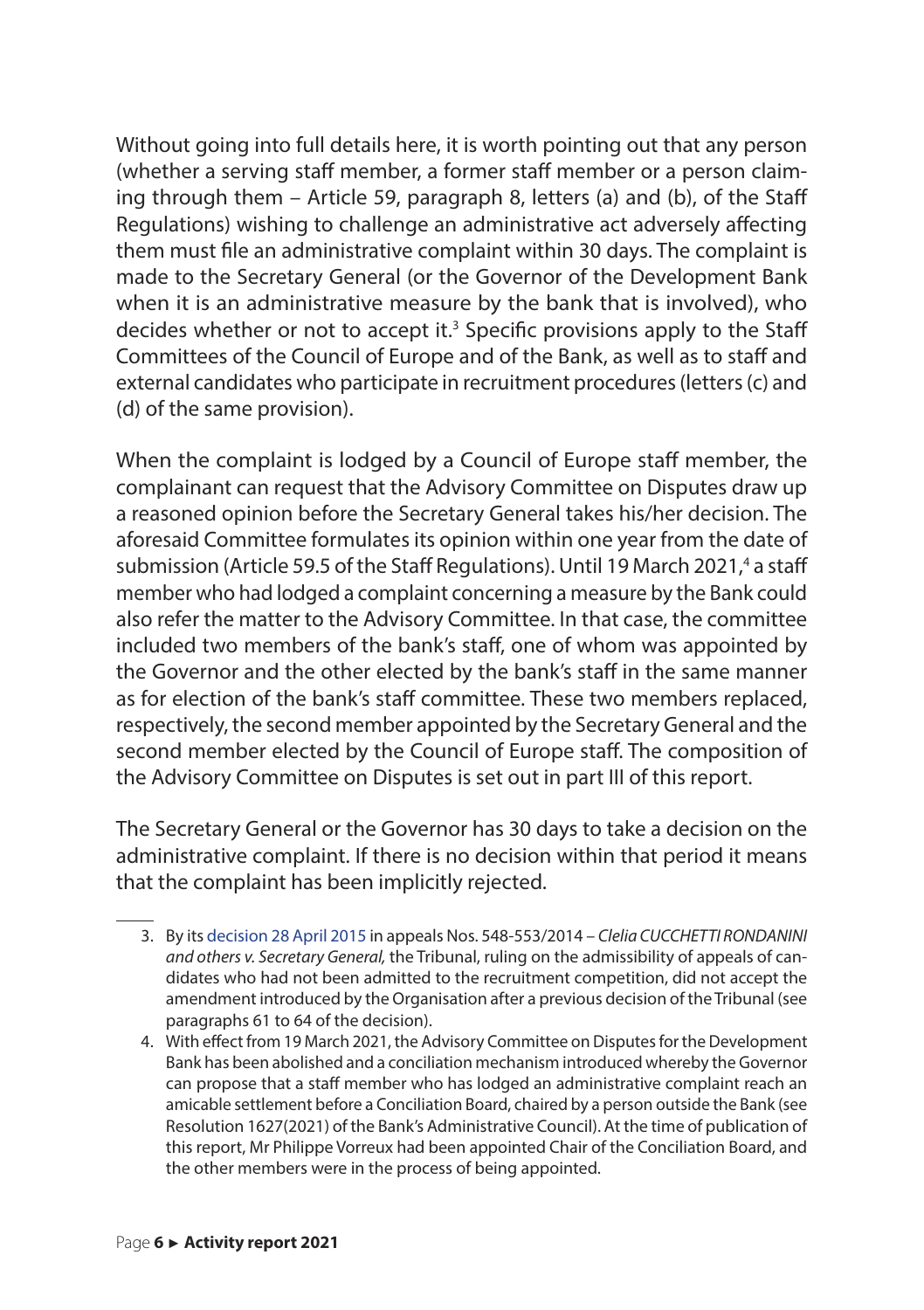Without going into full details here, it is worth pointing out that any person (whether a serving staff member, a former staff member or a person claiming through them – Article 59, paragraph 8, letters (a) and (b), of the Staff Regulations) wishing to challenge an administrative act adversely affecting them must file an administrative complaint within 30 days. The complaint is made to the Secretary General (or the Governor of the Development Bank when it is an administrative measure by the bank that is involved), who decides whether or not to accept it.[3] Specific provisions apply to the Staff Committees of the Council of Europe and of the Bank, as well as to staff and external candidates who participate in recruitment procedures (letters (c) and (d) of the same provision).

When the complaint is lodged by a Council of Europe staff member, the complainant can request that the Advisory Committee on Disputes draw up a reasoned opinion before the Secretary General takes his/her decision. The aforesaid Committee formulates its opinion within one year from the date of submission (Article 59.5 of the Staff Regulations). Until 19 March 2021,[4] a staff member who had lodged a complaint concerning a measure by the Bank could also refer the matter to the Advisory Committee. In that case, the committee included two members of the bank's staff, one of whom was appointed by the Governor and the other elected by the bank's staff in the same manner as for election of the bank's staff committee. These two members replaced, respectively, the second member appointed by the Secretary General and the second member elected by the Council of Europe staff. The composition of the Advisory Committee on Disputes is set out in part III of this report.

The Secretary General or the Governor has 30 days to take a decision on the administrative complaint. If there is no decision within that period it means that the complaint has been implicitly rejected.

---

3. By its decision 28 April 2015 in appeals Nos. 548-553/2014 – *Clelia CUCCHETTI RONDANINI and others v. Secretary General,* the Tribunal, ruling on the admissibility of appeals of candidates who had not been admitted to the recruitment competition, did not accept the amendment introduced by the Organisation after a previous decision of the Tribunal (see paragraphs 61 to 64 of the decision).

4. With effect from 19 March 2021, the Advisory Committee on Disputes for the Development Bank has been abolished and a conciliation mechanism introduced whereby the Governor can propose that a staff member who has lodged an administrative complaint reach an amicable settlement before a Conciliation Board, chaired by a person outside the Bank (see Resolution 1627(2021) of the Bank's Administrative Council). At the time of publication of this report, Mr Philippe Vorreux had been appointed Chair of the Conciliation Board, and the other members were in the process of being appointed.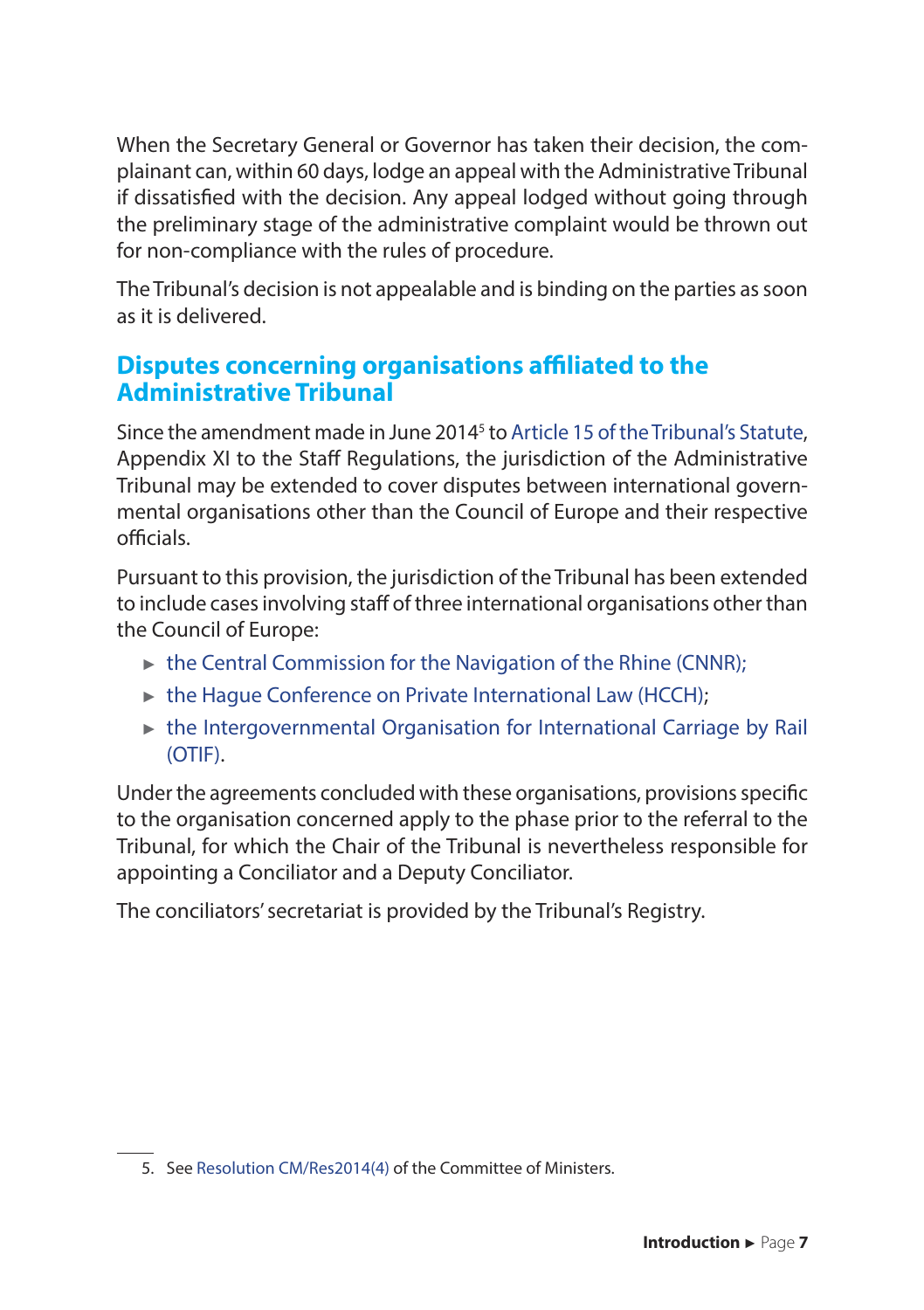When the Secretary General or Governor has taken their decision, the complainant can, within 60 days, lodge an appeal with the Administrative Tribunal if dissatisfied with the decision. Any appeal lodged without going through the preliminary stage of the administrative complaint would be thrown out for non-compliance with the rules of procedure.

The Tribunal's decision is not appealable and is binding on the parties as soon as it is delivered.

## Disputes concerning organisations affiliated to the Administrative Tribunal

Since the amendment made in June 2014[5] to Article 15 of the Tribunal's Statute, Appendix XI to the Staff Regulations, the jurisdiction of the Administrative Tribunal may be extended to cover disputes between international governmental organisations other than the Council of Europe and their respective officials.

Pursuant to this provision, the jurisdiction of the Tribunal has been extended to include cases involving staff of three international organisations other than the Council of Europe:

- the Central Commission for the Navigation of the Rhine (CNNR);
- the Hague Conference on Private International Law (HCCH);
- the Intergovernmental Organisation for International Carriage by Rail (OTIF).

Under the agreements concluded with these organisations, provisions specific to the organisation concerned apply to the phase prior to the referral to the Tribunal, for which the Chair of the Tribunal is nevertheless responsible for appointing a Conciliator and a Deputy Conciliator.

The conciliators' secretariat is provided by the Tribunal's Registry.

5. See Resolution CM/Res2014(4) of the Committee of Ministers.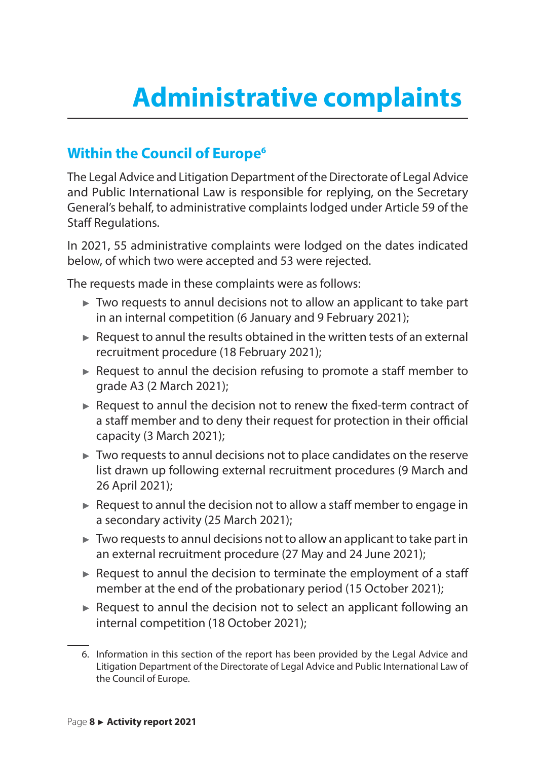# Administrative complaints

## Within the Council of Europe[6]

The Legal Advice and Litigation Department of the Directorate of Legal Advice and Public International Law is responsible for replying, on the Secretary General's behalf, to administrative complaints lodged under Article 59 of the Staff Regulations.

In 2021, 55 administrative complaints were lodged on the dates indicated below, of which two were accepted and 53 were rejected.

The requests made in these complaints were as follows:

- Two requests to annul decisions not to allow an applicant to take part in an internal competition (6 January and 9 February 2021);
- Request to annul the results obtained in the written tests of an external recruitment procedure (18 February 2021);
- Request to annul the decision refusing to promote a staff member to grade A3 (2 March 2021);
- Request to annul the decision not to renew the fixed-term contract of a staff member and to deny their request for protection in their official capacity (3 March 2021);
- Two requests to annul decisions not to place candidates on the reserve list drawn up following external recruitment procedures (9 March and 26 April 2021);
- Request to annul the decision not to allow a staff member to engage in a secondary activity (25 March 2021);
- Two requests to annul decisions not to allow an applicant to take part in an external recruitment procedure (27 May and 24 June 2021);
- Request to annul the decision to terminate the employment of a staff member at the end of the probationary period (15 October 2021);
- Request to annul the decision not to select an applicant following an internal competition (18 October 2021);

6. Information in this section of the report has been provided by the Legal Advice and Litigation Department of the Directorate of Legal Advice and Public International Law of the Council of Europe.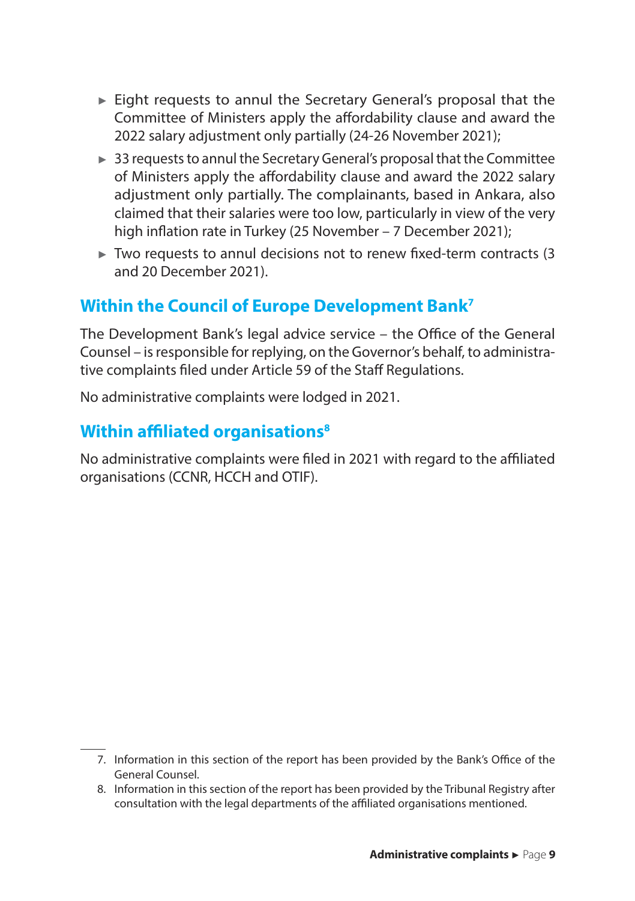- Eight requests to annul the Secretary General's proposal that the Committee of Ministers apply the affordability clause and award the 2022 salary adjustment only partially (24-26 November 2021);
- 33 requests to annul the Secretary General's proposal that the Committee of Ministers apply the affordability clause and award the 2022 salary adjustment only partially. The complainants, based in Ankara, also claimed that their salaries were too low, particularly in view of the very high inflation rate in Turkey (25 November – 7 December 2021);
- Two requests to annul decisions not to renew fixed-term contracts (3 and 20 December 2021).

## Within the Council of Europe Development Bank[7]

The Development Bank's legal advice service – the Office of the General Counsel – is responsible for replying, on the Governor's behalf, to administrative complaints filed under Article 59 of the Staff Regulations.

No administrative complaints were lodged in 2021.

## Within affiliated organisations[8]

No administrative complaints were filed in 2021 with regard to the affiliated organisations (CCNR, HCCH and OTIF).

---

7. Information in this section of the report has been provided by the Bank's Office of the General Counsel.
8. Information in this section of the report has been provided by the Tribunal Registry after consultation with the legal departments of the affiliated organisations mentioned.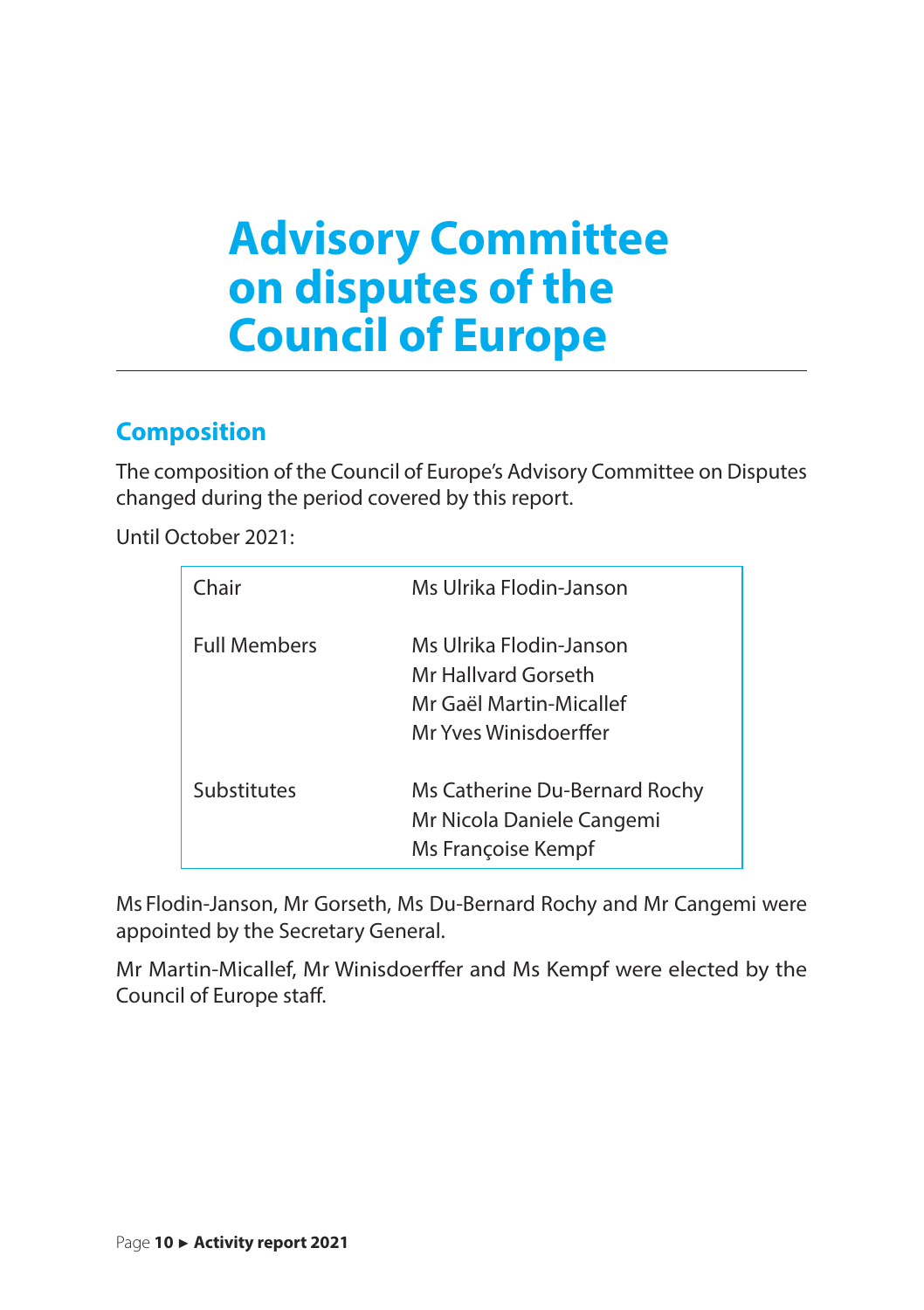# Advisory Committee on disputes of the Council of Europe

## Composition

The composition of the Council of Europe's Advisory Committee on Disputes changed during the period covered by this report.

Until October 2021:

| | |
|---|---|
| Chair | Ms Ulrika Flodin-Janson |
| Full Members | Ms Ulrika Flodin-Janson<br>Mr Hallvard Gorseth<br>Mr Gaël Martin-Micallef<br>Mr Yves Winisdoerffer |
| Substitutes | Ms Catherine Du-Bernard Rochy<br>Mr Nicola Daniele Cangemi<br>Ms Françoise Kempf |

Ms Flodin-Janson, Mr Gorseth, Ms Du-Bernard Rochy and Mr Cangemi were appointed by the Secretary General.

Mr Martin-Micallef, Mr Winisdoerffer and Ms Kempf were elected by the Council of Europe staff.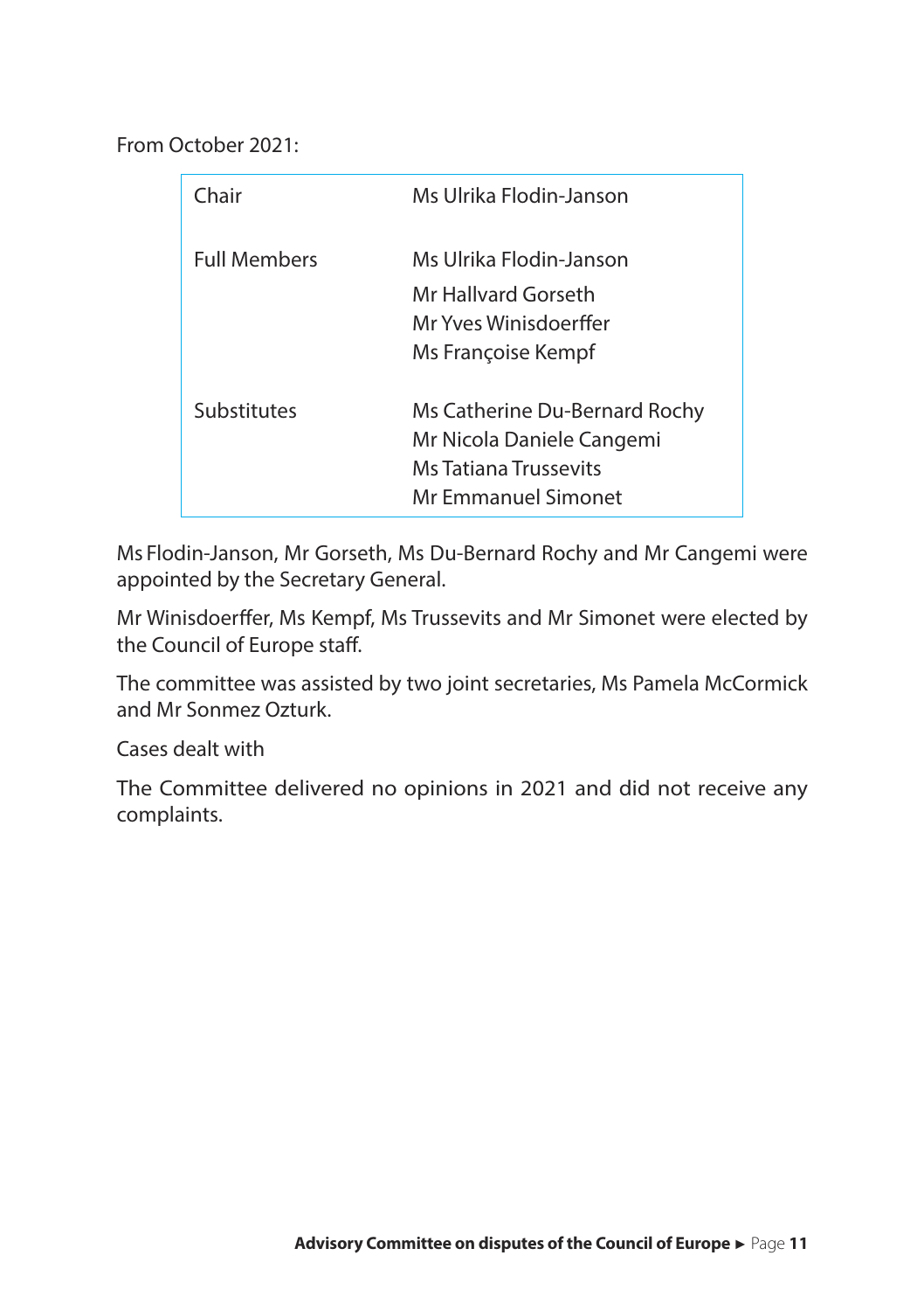From October 2021:

| | |
|---|---|
| Chair | Ms Ulrika Flodin-Janson |
| Full Members | Ms Ulrika Flodin-Janson<br>Mr Hallvard Gorseth<br>Mr Yves Winisdoerffer<br>Ms Françoise Kempf |
| Substitutes | Ms Catherine Du-Bernard Rochy<br>Mr Nicola Daniele Cangemi<br>Ms Tatiana Trussevits<br>Mr Emmanuel Simonet |

Ms Flodin-Janson, Mr Gorseth, Ms Du-Bernard Rochy and Mr Cangemi were appointed by the Secretary General.

Mr Winisdoerffer, Ms Kempf, Ms Trussevits and Mr Simonet were elected by the Council of Europe staff.

The committee was assisted by two joint secretaries, Ms Pamela McCormick and Mr Sonmez Ozturk.

Cases dealt with

The Committee delivered no opinions in 2021 and did not receive any complaints.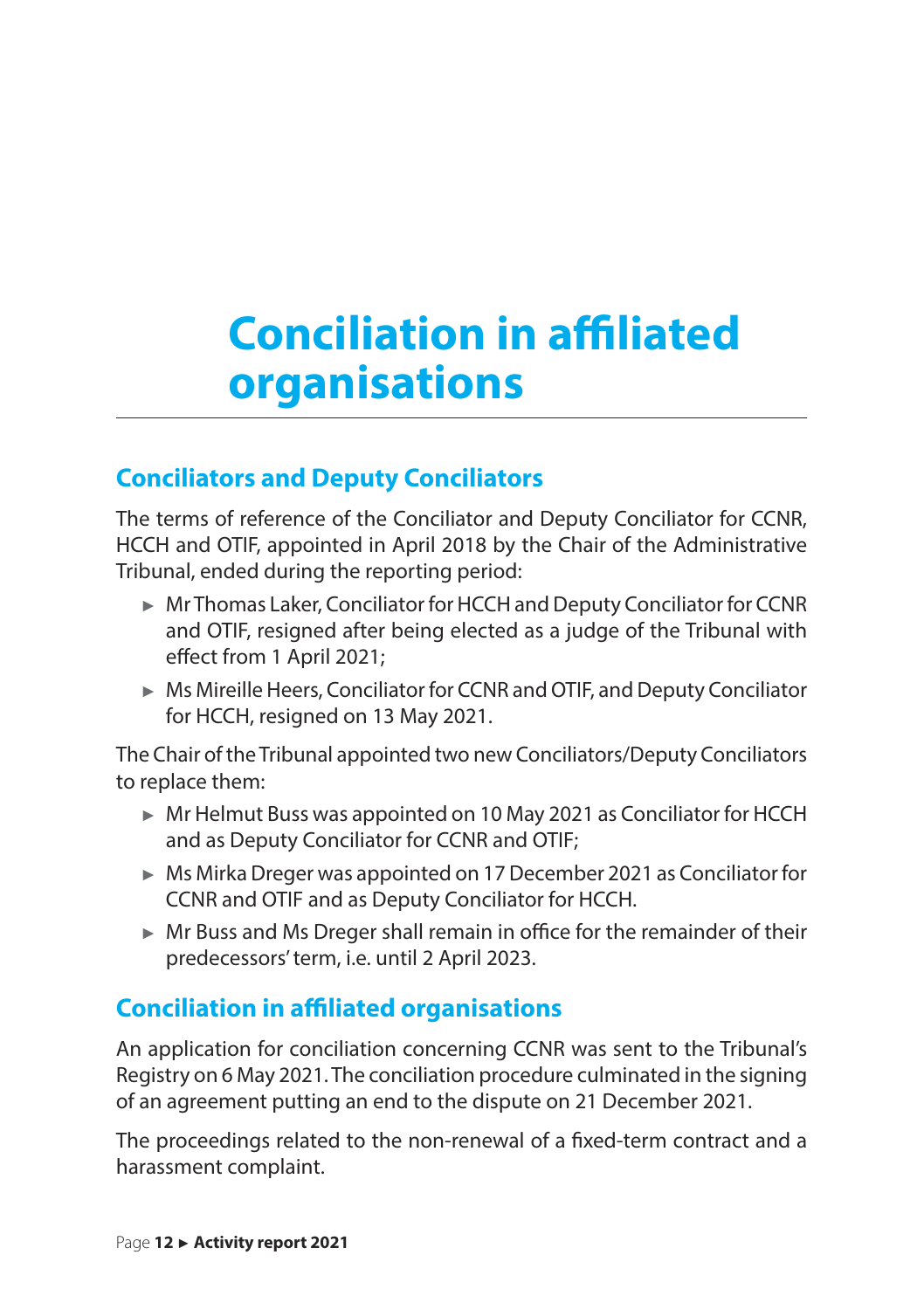# Conciliation in affiliated organisations

## Conciliators and Deputy Conciliators

The terms of reference of the Conciliator and Deputy Conciliator for CCNR, HCCH and OTIF, appointed in April 2018 by the Chair of the Administrative Tribunal, ended during the reporting period:

- Mr Thomas Laker, Conciliator for HCCH and Deputy Conciliator for CCNR and OTIF, resigned after being elected as a judge of the Tribunal with effect from 1 April 2021;
- Ms Mireille Heers, Conciliator for CCNR and OTIF, and Deputy Conciliator for HCCH, resigned on 13 May 2021.

The Chair of the Tribunal appointed two new Conciliators/Deputy Conciliators to replace them:

- Mr Helmut Buss was appointed on 10 May 2021 as Conciliator for HCCH and as Deputy Conciliator for CCNR and OTIF;
- Ms Mirka Dreger was appointed on 17 December 2021 as Conciliator for CCNR and OTIF and as Deputy Conciliator for HCCH.
- Mr Buss and Ms Dreger shall remain in office for the remainder of their predecessors' term, i.e. until 2 April 2023.

## Conciliation in affiliated organisations

An application for conciliation concerning CCNR was sent to the Tribunal's Registry on 6 May 2021. The conciliation procedure culminated in the signing of an agreement putting an end to the dispute on 21 December 2021.

The proceedings related to the non-renewal of a fixed-term contract and a harassment complaint.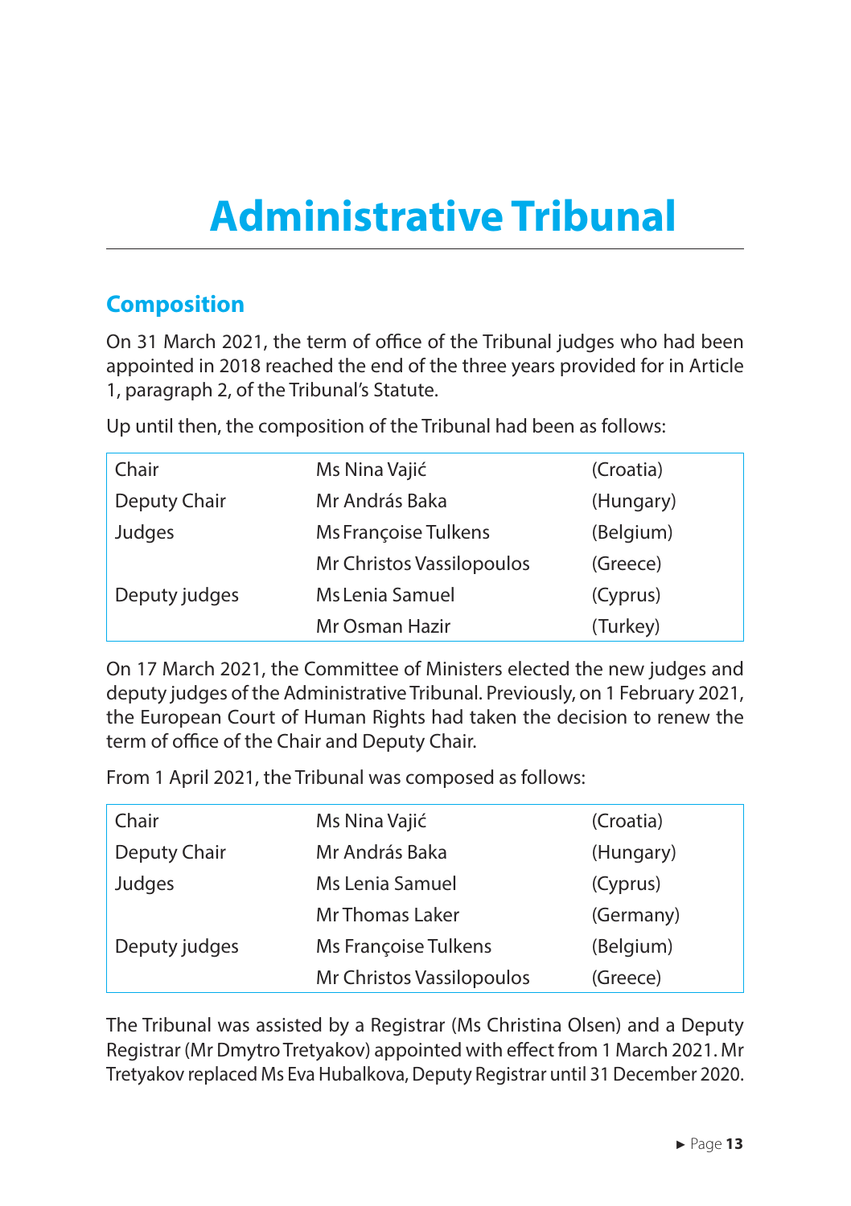# Administrative Tribunal

## Composition

On 31 March 2021, the term of office of the Tribunal judges who had been appointed in 2018 reached the end of the three years provided for in Article 1, paragraph 2, of the Tribunal's Statute.

Up until then, the composition of the Tribunal had been as follows:

| | | |
|---|---|---|
| Chair | Ms Nina Vajić | (Croatia) |
| Deputy Chair | Mr András Baka | (Hungary) |
| Judges | Ms Françoise Tulkens | (Belgium) |
| | Mr Christos Vassilopoulos | (Greece) |
| Deputy judges | Ms Lenia Samuel | (Cyprus) |
| | Mr Osman Hazir | (Turkey) |

On 17 March 2021, the Committee of Ministers elected the new judges and deputy judges of the Administrative Tribunal. Previously, on 1 February 2021, the European Court of Human Rights had taken the decision to renew the term of office of the Chair and Deputy Chair.

From 1 April 2021, the Tribunal was composed as follows:

| | | |
|---|---|---|
| Chair | Ms Nina Vajić | (Croatia) |
| Deputy Chair | Mr András Baka | (Hungary) |
| Judges | Ms Lenia Samuel | (Cyprus) |
| | Mr Thomas Laker | (Germany) |
| Deputy judges | Ms Françoise Tulkens | (Belgium) |
| | Mr Christos Vassilopoulos | (Greece) |

The Tribunal was assisted by a Registrar (Ms Christina Olsen) and a Deputy Registrar (Mr Dmytro Tretyakov) appointed with effect from 1 March 2021. Mr Tretyakov replaced Ms Eva Hubalkova, Deputy Registrar until 31 December 2020.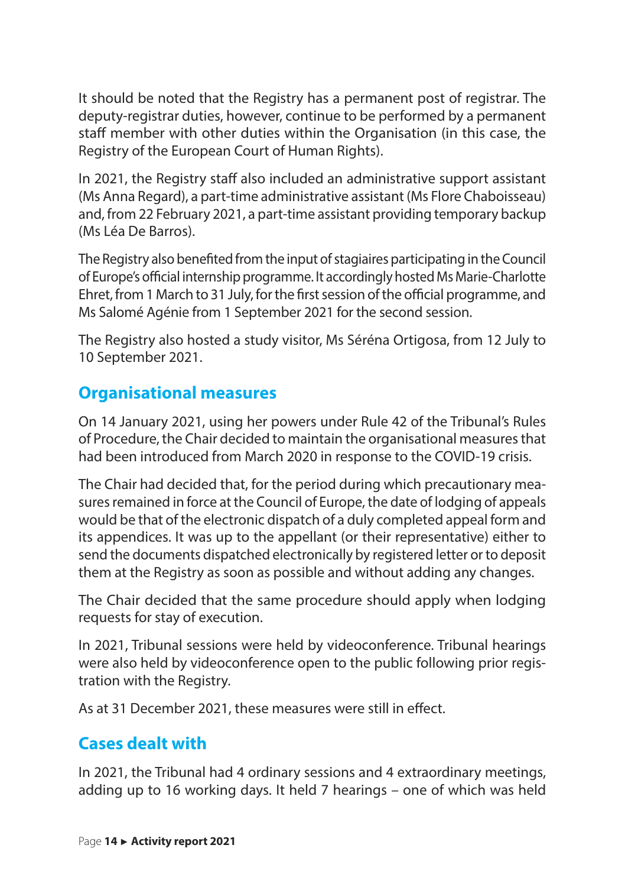It should be noted that the Registry has a permanent post of registrar. The deputy-registrar duties, however, continue to be performed by a permanent staff member with other duties within the Organisation (in this case, the Registry of the European Court of Human Rights).

In 2021, the Registry staff also included an administrative support assistant (Ms Anna Regard), a part-time administrative assistant (Ms Flore Chaboisseau) and, from 22 February 2021, a part-time assistant providing temporary backup (Ms Léa De Barros).

The Registry also benefited from the input of stagiaires participating in the Council of Europe's official internship programme. It accordingly hosted Ms Marie-Charlotte Ehret, from 1 March to 31 July, for the first session of the official programme, and Ms Salomé Agénie from 1 September 2021 for the second session.

The Registry also hosted a study visitor, Ms Séréna Ortigosa, from 12 July to 10 September 2021.

## Organisational measures

On 14 January 2021, using her powers under Rule 42 of the Tribunal's Rules of Procedure, the Chair decided to maintain the organisational measures that had been introduced from March 2020 in response to the COVID-19 crisis.

The Chair had decided that, for the period during which precautionary measures remained in force at the Council of Europe, the date of lodging of appeals would be that of the electronic dispatch of a duly completed appeal form and its appendices. It was up to the appellant (or their representative) either to send the documents dispatched electronically by registered letter or to deposit them at the Registry as soon as possible and without adding any changes.

The Chair decided that the same procedure should apply when lodging requests for stay of execution.

In 2021, Tribunal sessions were held by videoconference. Tribunal hearings were also held by videoconference open to the public following prior registration with the Registry.

As at 31 December 2021, these measures were still in effect.

## Cases dealt with

In 2021, the Tribunal had 4 ordinary sessions and 4 extraordinary meetings, adding up to 16 working days. It held 7 hearings – one of which was held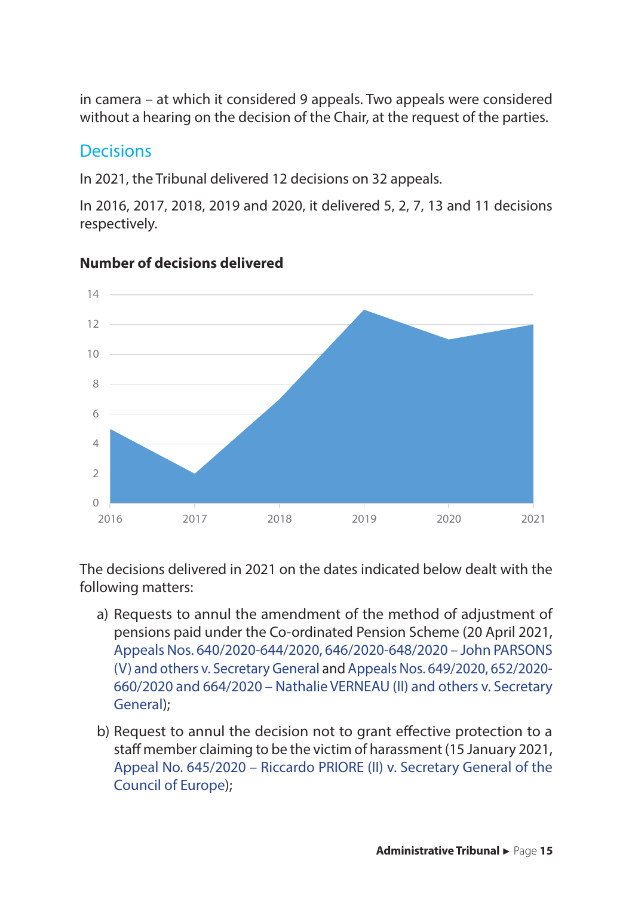in camera – at which it considered 9 appeals. Two appeals were considered without a hearing on the decision of the Chair, at the request of the parties.

## Decisions

In 2021, the Tribunal delivered 12 decisions on 32 appeals.

In 2016, 2017, 2018, 2019 and 2020, it delivered 5, 2, 7, 13 and 11 decisions respectively.

**Number of decisions delivered**

| Year | Decisions |
|---|---|
| 2016 | 5 |
| 2017 | 2 |
| 2018 | 7 |
| 2019 | 13 |
| 2020 | 11 |
| 2021 | 12 |

The decisions delivered in 2021 on the dates indicated below dealt with the following matters:

a) Requests to annul the amendment of the method of adjustment of pensions paid under the Co-ordinated Pension Scheme (20 April 2021, Appeals Nos. 640/2020-644/2020, 646/2020-648/2020 – John PARSONS (V) and others v. Secretary General and Appeals Nos. 649/2020, 652/2020-660/2020 and 664/2020 – Nathalie VERNEAU (II) and others v. Secretary General);

b) Request to annul the decision not to grant effective protection to a staff member claiming to be the victim of harassment (15 January 2021, Appeal No. 645/2020 – Riccardo PRIORE (II) v. Secretary General of the Council of Europe);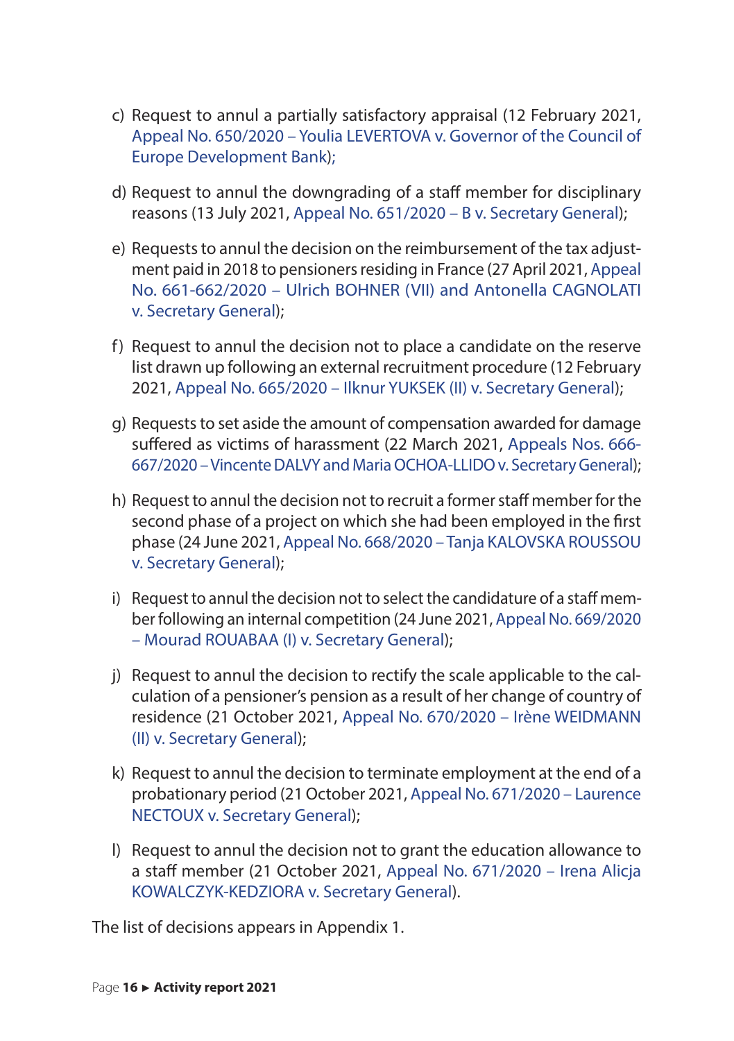c) Request to annul a partially satisfactory appraisal (12 February 2021, Appeal No. 650/2020 – Youlia LEVERTOVA v. Governor of the Council of Europe Development Bank);

d) Request to annul the downgrading of a staff member for disciplinary reasons (13 July 2021, Appeal No. 651/2020 – B v. Secretary General);

e) Requests to annul the decision on the reimbursement of the tax adjustment paid in 2018 to pensioners residing in France (27 April 2021, Appeal No. 661-662/2020 – Ulrich BOHNER (VII) and Antonella CAGNOLATI v. Secretary General);

f) Request to annul the decision not to place a candidate on the reserve list drawn up following an external recruitment procedure (12 February 2021, Appeal No. 665/2020 – Ilknur YUKSEK (II) v. Secretary General);

g) Requests to set aside the amount of compensation awarded for damage suffered as victims of harassment (22 March 2021, Appeals Nos. 666-667/2020 – Vincente DALVY and Maria OCHOA-LLIDO v. Secretary General);

h) Request to annul the decision not to recruit a former staff member for the second phase of a project on which she had been employed in the first phase (24 June 2021, Appeal No. 668/2020 – Tanja KALOVSKA ROUSSOU v. Secretary General);

i) Request to annul the decision not to select the candidature of a staff member following an internal competition (24 June 2021, Appeal No. 669/2020 – Mourad ROUABAA (I) v. Secretary General);

j) Request to annul the decision to rectify the scale applicable to the calculation of a pensioner's pension as a result of her change of country of residence (21 October 2021, Appeal No. 670/2020 – Irène WEIDMANN (II) v. Secretary General);

k) Request to annul the decision to terminate employment at the end of a probationary period (21 October 2021, Appeal No. 671/2020 – Laurence NECTOUX v. Secretary General);

l) Request to annul the decision not to grant the education allowance to a staff member (21 October 2021, Appeal No. 671/2020 – Irena Alicja KOWALCZYK-KEDZIORA v. Secretary General).

The list of decisions appears in Appendix 1.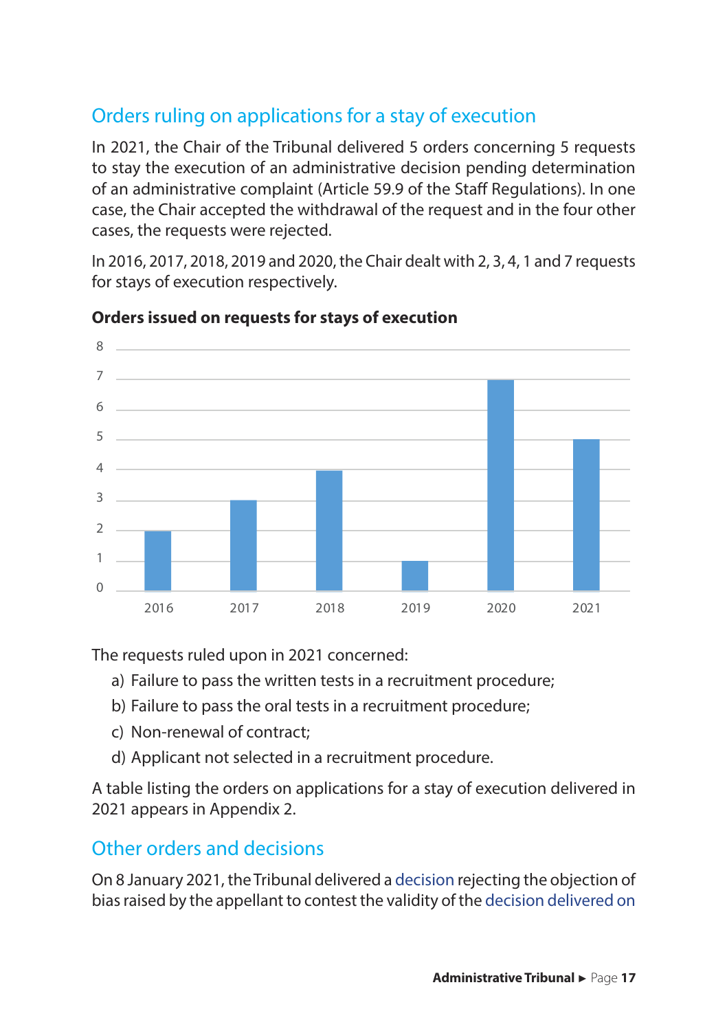## Orders ruling on applications for a stay of execution

In 2021, the Chair of the Tribunal delivered 5 orders concerning 5 requests to stay the execution of an administrative decision pending determination of an administrative complaint (Article 59.9 of the Staff Regulations). In one case, the Chair accepted the withdrawal of the request and in the four other cases, the requests were rejected.

In 2016, 2017, 2018, 2019 and 2020, the Chair dealt with 2, 3, 4, 1 and 7 requests for stays of execution respectively.

**Orders issued on requests for stays of execution**

| Year | Orders |
|---|---|
| 2016 | 2 |
| 2017 | 3 |
| 2018 | 4 |
| 2019 | 1 |
| 2020 | 7 |
| 2021 | 5 |

The requests ruled upon in 2021 concerned:

a) Failure to pass the written tests in a recruitment procedure;
b) Failure to pass the oral tests in a recruitment procedure;
c) Non-renewal of contract;
d) Applicant not selected in a recruitment procedure.

A table listing the orders on applications for a stay of execution delivered in 2021 appears in Appendix 2.

## Other orders and decisions

On 8 January 2021, the Tribunal delivered a decision rejecting the objection of bias raised by the appellant to contest the validity of the decision delivered on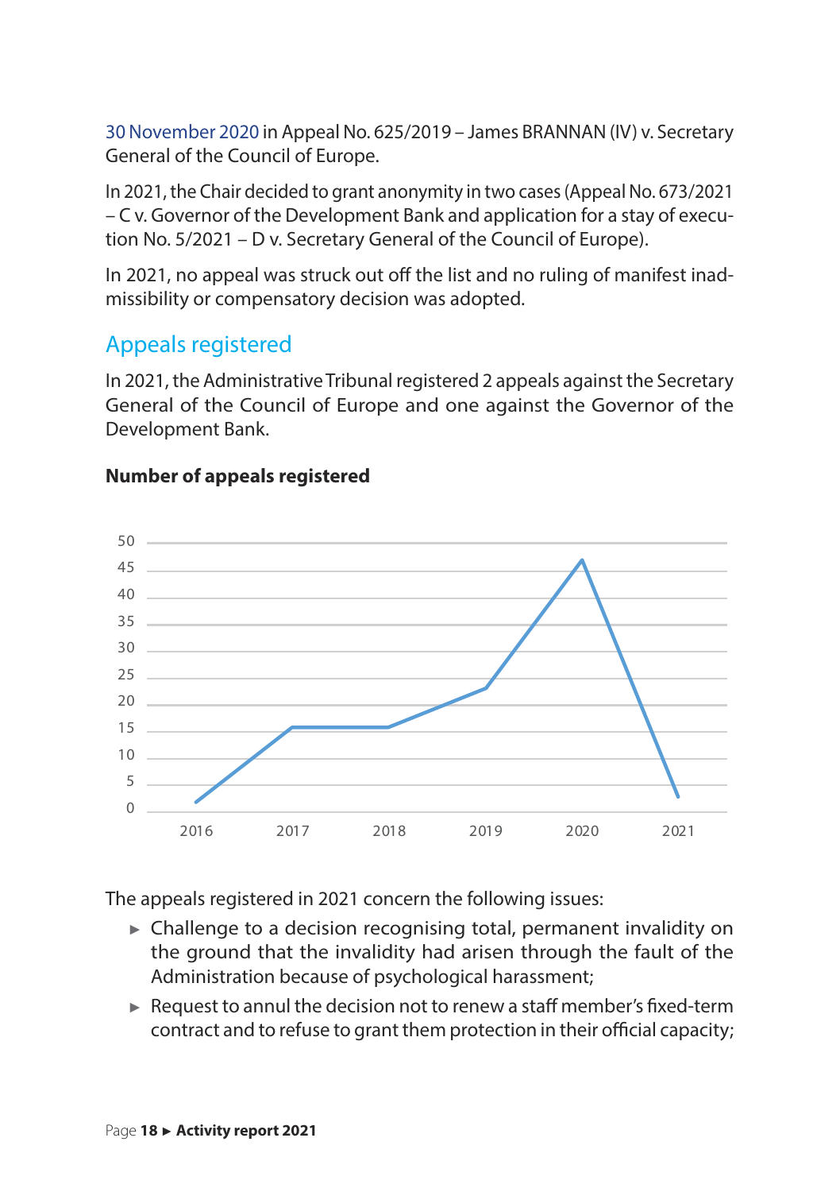30 November 2020 in Appeal No. 625/2019 – James BRANNAN (IV) v. Secretary General of the Council of Europe.

In 2021, the Chair decided to grant anonymity in two cases (Appeal No. 673/2021 – C v. Governor of the Development Bank and application for a stay of execution No. 5/2021 – D v. Secretary General of the Council of Europe).

In 2021, no appeal was struck out off the list and no ruling of manifest inadmissibility or compensatory decision was adopted.

## Appeals registered

In 2021, the Administrative Tribunal registered 2 appeals against the Secretary General of the Council of Europe and one against the Governor of the Development Bank.

**Number of appeals registered**

The appeals registered in 2021 concern the following issues:

- Challenge to a decision recognising total, permanent invalidity on the ground that the invalidity had arisen through the fault of the Administration because of psychological harassment;
- Request to annul the decision not to renew a staff member's fixed-term contract and to refuse to grant them protection in their official capacity;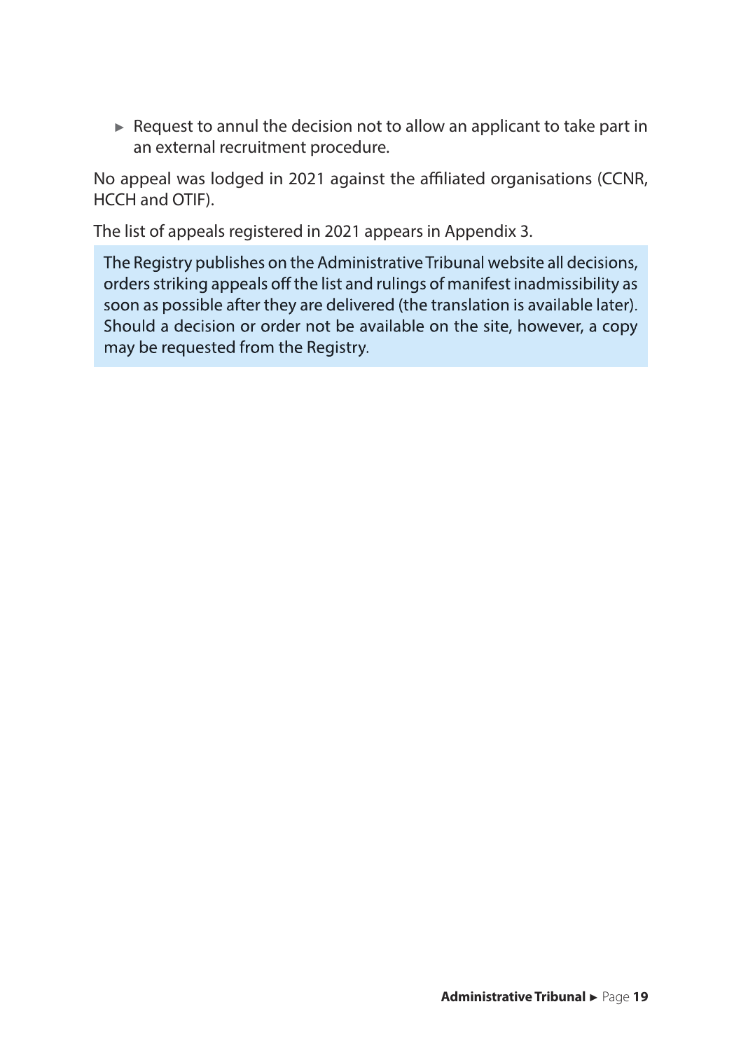- Request to annul the decision not to allow an applicant to take part in an external recruitment procedure.

No appeal was lodged in 2021 against the affiliated organisations (CCNR, HCCH and OTIF).

The list of appeals registered in 2021 appears in Appendix 3.

> The Registry publishes on the Administrative Tribunal website all decisions, orders striking appeals off the list and rulings of manifest inadmissibility as soon as possible after they are delivered (the translation is available later). Should a decision or order not be available on the site, however, a copy may be requested from the Registry.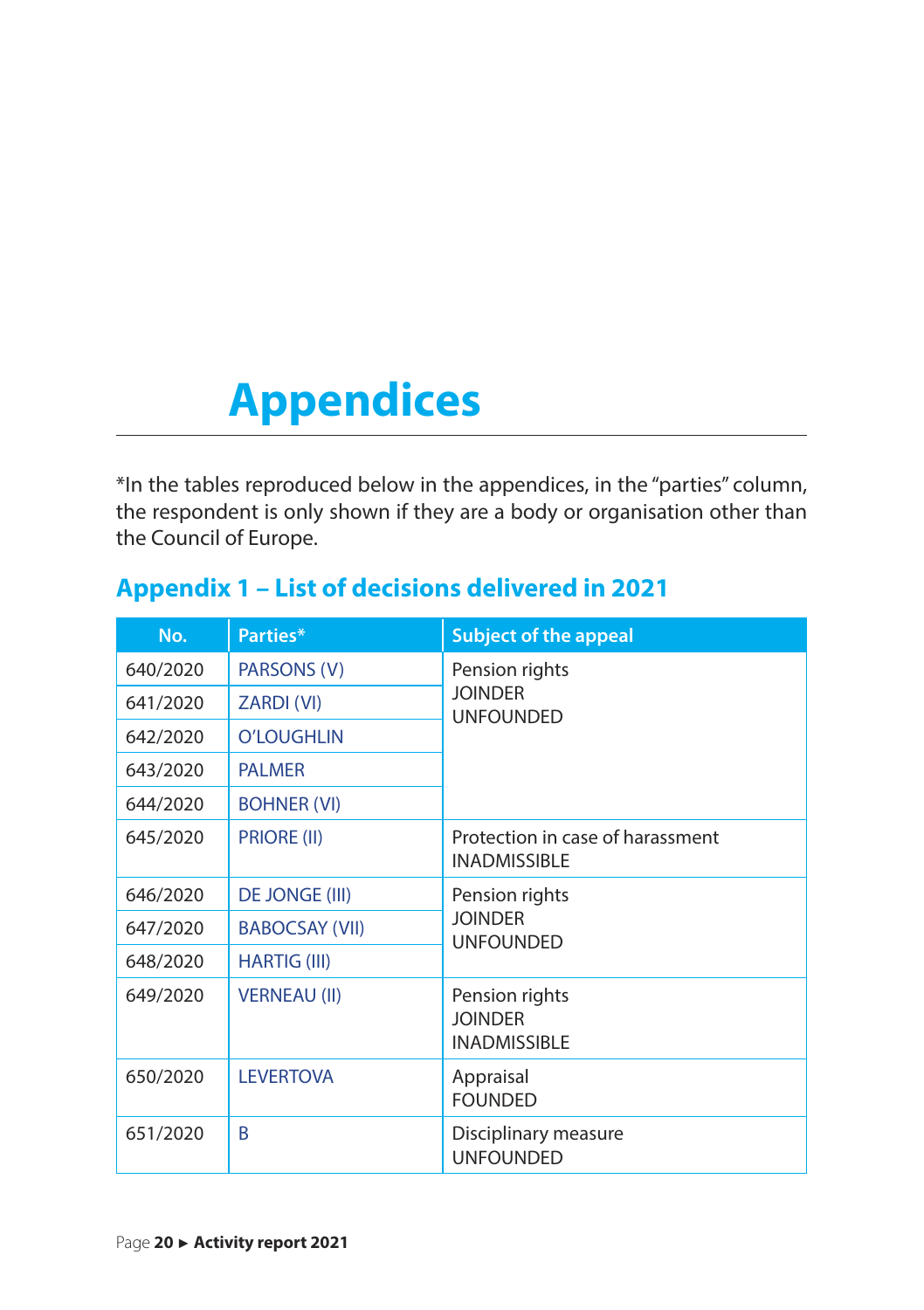# Appendices

*In the tables reproduced below in the appendices, in the "parties" column, the respondent is only shown if they are a body or organisation other than the Council of Europe.

## Appendix 1 – List of decisions delivered in 2021

| No. | Parties* | Subject of the appeal |
|---|---|---|
| 640/2020 | PARSONS (V) | Pension rights<br>JOINDER<br>UNFOUNDED |
| 641/2020 | ZARDI (VI) | |
| 642/2020 | O'LOUGHLIN | |
| 643/2020 | PALMER | |
| 644/2020 | BOHNER (VI) | |
| 645/2020 | PRIORE (II) | Protection in case of harassment<br>INADMISSIBLE |
| 646/2020 | DE JONGE (III) | Pension rights<br>JOINDER<br>UNFOUNDED |
| 647/2020 | BABOCSAY (VII) | |
| 648/2020 | HARTIG (III) | |
| 649/2020 | VERNEAU (II) | Pension rights<br>JOINDER<br>INADMISSIBLE |
| 650/2020 | LEVERTOVA | Appraisal<br>FOUNDED |
| 651/2020 | B | Disciplinary measure<br>UNFOUNDED |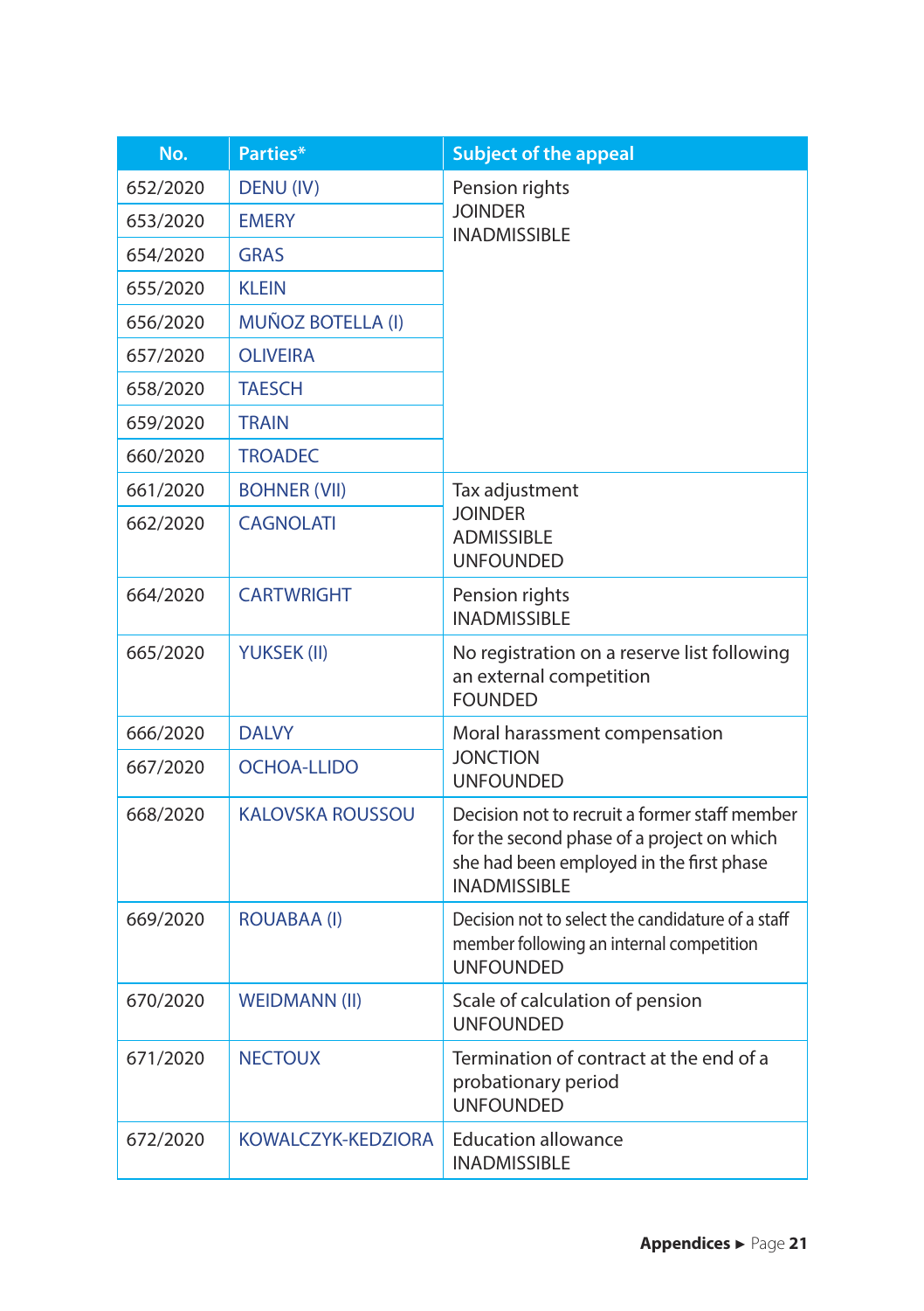| No. | Parties* | Subject of the appeal |
|---|---|---|
| 652/2020 | DENU (IV) | Pension rights<br>JOINDER<br>INADMISSIBLE |
| 653/2020 | EMERY | |
| 654/2020 | GRAS | |
| 655/2020 | KLEIN | |
| 656/2020 | MUÑOZ BOTELLA (I) | |
| 657/2020 | OLIVEIRA | |
| 658/2020 | TAESCH | |
| 659/2020 | TRAIN | |
| 660/2020 | TROADEC | |
| 661/2020 | BOHNER (VII) | Tax adjustment<br>JOINDER<br>ADMISSIBLE<br>UNFOUNDED |
| 662/2020 | CAGNOLATI | |
| 664/2020 | CARTWRIGHT | Pension rights<br>INADMISSIBLE |
| 665/2020 | YUKSEK (II) | No registration on a reserve list following an external competition<br>FOUNDED |
| 666/2020 | DALVY | Moral harassment compensation<br>JONCTION<br>UNFOUNDED |
| 667/2020 | OCHOA-LLIDO | |
| 668/2020 | KALOVSKA ROUSSOU | Decision not to recruit a former staff member for the second phase of a project on which she had been employed in the first phase<br>INADMISSIBLE |
| 669/2020 | ROUABAA (I) | Decision not to select the candidature of a staff member following an internal competition<br>UNFOUNDED |
| 670/2020 | WEIDMANN (II) | Scale of calculation of pension<br>UNFOUNDED |
| 671/2020 | NECTOUX | Termination of contract at the end of a probationary period<br>UNFOUNDED |
| 672/2020 | KOWALCZYK-KEDZIORA | Education allowance<br>INADMISSIBLE |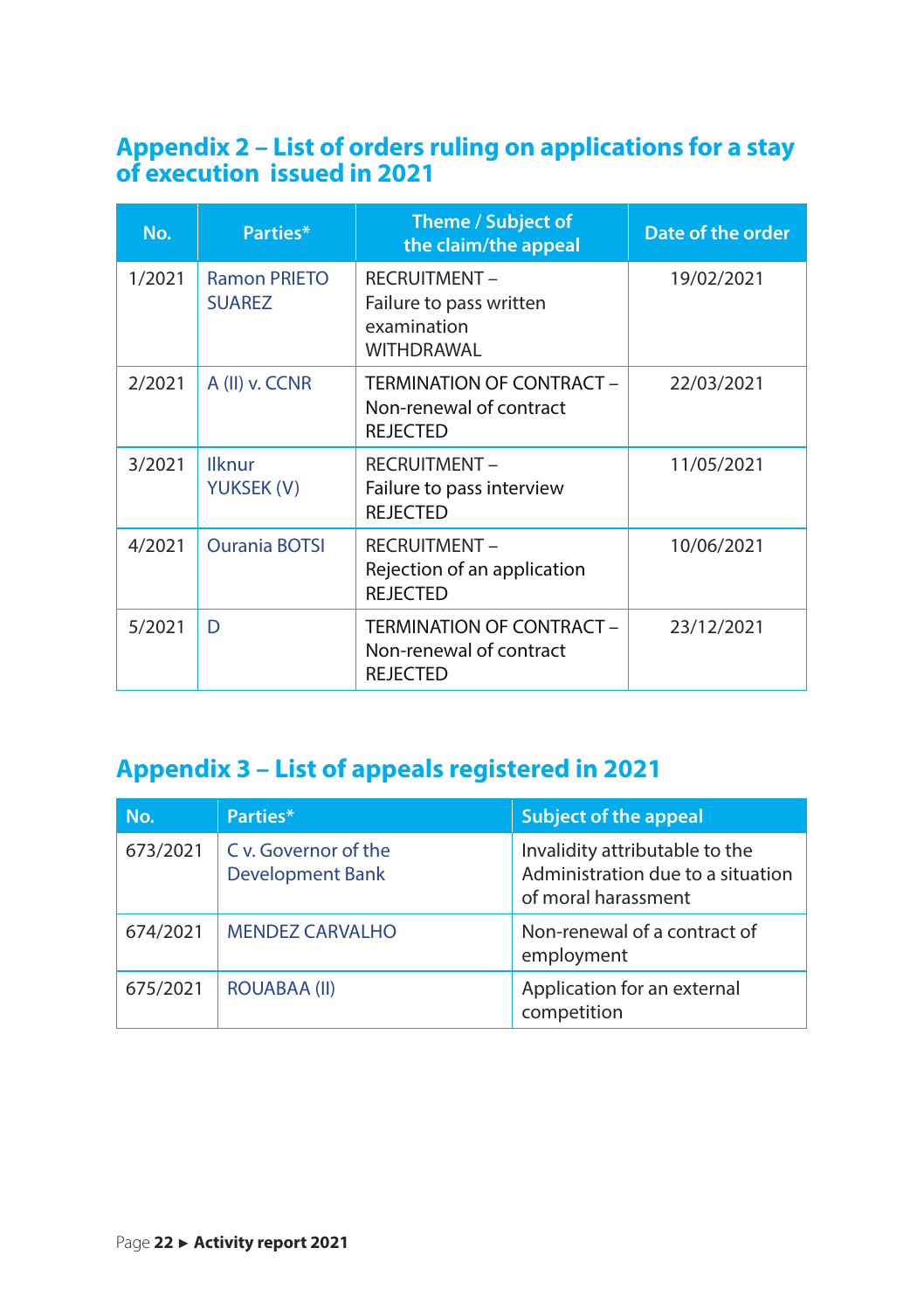## Appendix 2 – List of orders ruling on applications for a stay of execution issued in 2021

| No. | Parties* | Theme / Subject of the claim/the appeal | Date of the order |
|---|---|---|---|
| 1/2021 | Ramon PRIETO SUAREZ | RECRUITMENT – Failure to pass written examination WITHDRAWAL | 19/02/2021 |
| 2/2021 | A (II) v. CCNR | TERMINATION OF CONTRACT – Non-renewal of contract REJECTED | 22/03/2021 |
| 3/2021 | Ilknur YUKSEK (V) | RECRUITMENT – Failure to pass interview REJECTED | 11/05/2021 |
| 4/2021 | Ourania BOTSI | RECRUITMENT – Rejection of an application REJECTED | 10/06/2021 |
| 5/2021 | D | TERMINATION OF CONTRACT – Non-renewal of contract REJECTED | 23/12/2021 |

## Appendix 3 – List of appeals registered in 2021

| No. | Parties* | Subject of the appeal |
|---|---|---|
| 673/2021 | C v. Governor of the Development Bank | Invalidity attributable to the Administration due to a situation of moral harassment |
| 674/2021 | MENDEZ CARVALHO | Non-renewal of a contract of employment |
| 675/2021 | ROUABAA (II) | Application for an external competition |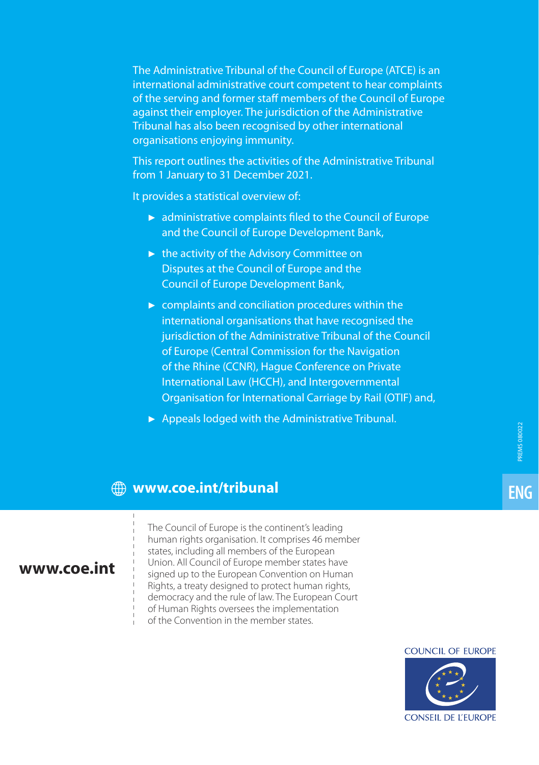The Administrative Tribunal of the Council of Europe (ATCE) is an international administrative court competent to hear complaints of the serving and former staff members of the Council of Europe against their employer. The jurisdiction of the Administrative Tribunal has also been recognised by other international organisations enjoying immunity.

This report outlines the activities of the Administrative Tribunal from 1 January to 31 December 2021.

It provides a statistical overview of:

- administrative complaints filed to the Council of Europe and the Council of Europe Development Bank,
- the activity of the Advisory Committee on Disputes at the Council of Europe and the Council of Europe Development Bank,
- complaints and conciliation procedures within the international organisations that have recognised the jurisdiction of the Administrative Tribunal of the Council of Europe (Central Commission for the Navigation of the Rhine (CCNR), Hague Conference on Private International Law (HCCH), and Intergovernmental Organisation for International Carriage by Rail (OTIF) and,
- Appeals lodged with the Administrative Tribunal.

**www.coe.int/tribunal**

PREMS 080022

ENG

**www.coe.int**

The Council of Europe is the continent's leading human rights organisation. It comprises 46 member states, including all members of the European Union. All Council of Europe member states have signed up to the European Convention on Human Rights, a treaty designed to protect human rights, democracy and the rule of law. The European Court of Human Rights oversees the implementation of the Convention in the member states.

COUNCIL OF EUROPE

CONSEIL DE L'EUROPE